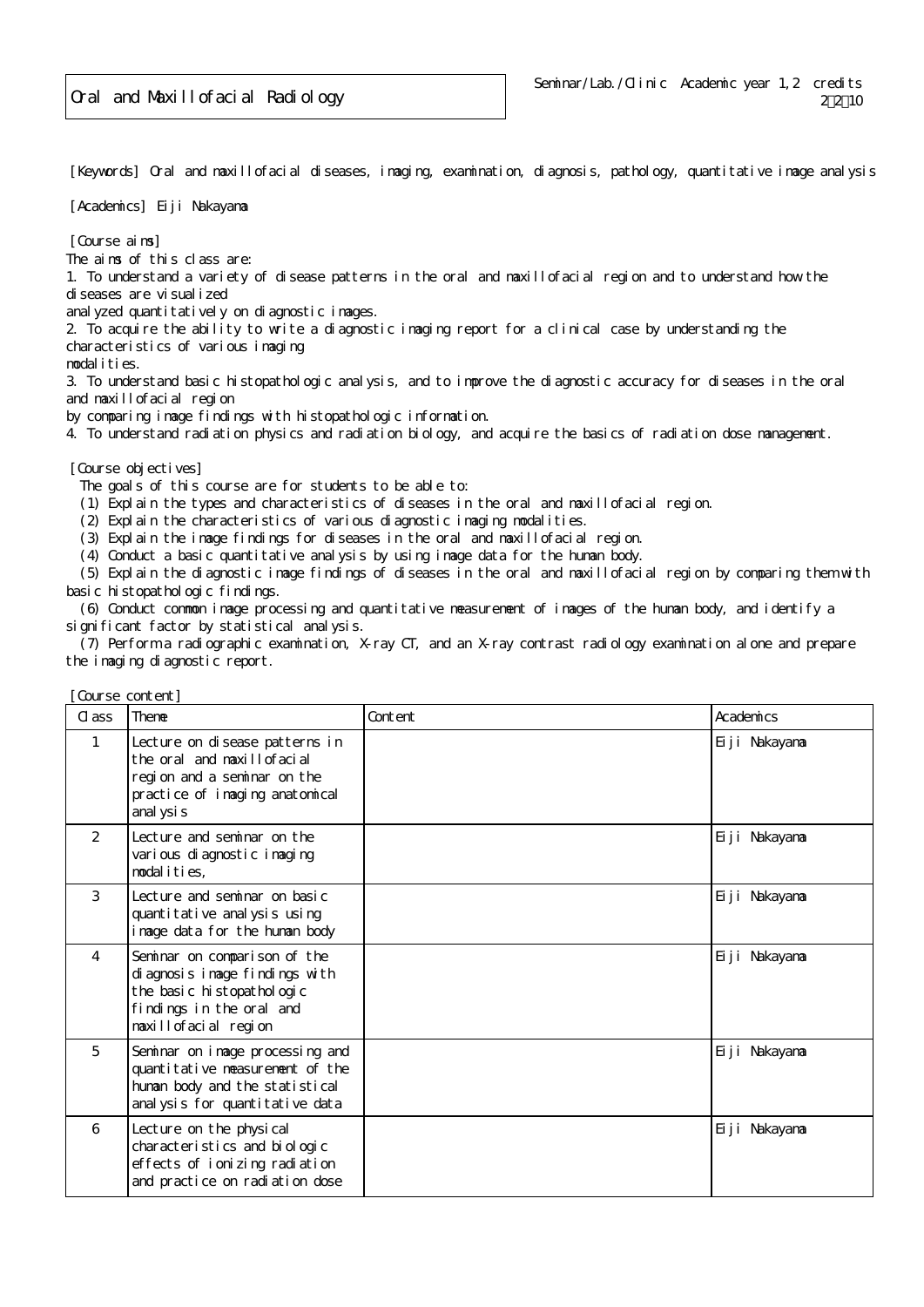# Oral and Maxillofacial Radiology

Seminar/Lab./Clinic Academic year 1,2 credits 2・2・10

[Keywords] Oral and maxillofacial diseases, imaging, examination, diagnosis, pathology, quantitative image analysis

[Academics] Eiji Nakayama

[Course aims]
The aims of this class are:
1. To understand a variety of disease patterns in the oral and maxillofacial region and to understand how the diseases are visualized
analyzed quantitatively on diagnostic images.
2. To acquire the ability to write a diagnostic imaging report for a clinical case by understanding the characteristics of various imaging
modalities.
3. To understand basic histopathologic analysis, and to improve the diagnostic accuracy for diseases in the oral and maxillofacial region
by comparing image findings with histopathologic information.
4. To understand radiation physics and radiation biology, and acquire the basics of radiation dose management.

[Course objectives]
The goals of this course are for students to be able to:
(1) Explain the types and characteristics of diseases in the oral and maxillofacial region.
(2) Explain the characteristics of various diagnostic imaging modalities.
(3) Explain the image findings for diseases in the oral and maxillofacial region.
(4) Conduct a basic quantitative analysis by using image data for the human body.
(5) Explain the diagnostic image findings of diseases in the oral and maxillofacial region by comparing them with basic histopathologic findings.
(6) Conduct common image processing and quantitative measurement of images of the human body, and identify a significant factor by statistical analysis.
(7) Perform a radiographic examination, X-ray CT, and an X-ray contrast radiology examination alone and prepare the imaging diagnostic report.

[Course content]

| Class | Theme | Content | Academics |
| --- | --- | --- | --- |
| 1 | Lecture on disease patterns in the oral and maxillofacial region and a seminar on the practice of imaging anatomical analysis | | Eiji Nakayama |
| 2 | Lecture and seminar on the various diagnostic imaging modalities, | | Eiji Nakayama |
| 3 | Lecture and seminar on basic quantitative analysis using image data for the human body | | Eiji Nakayama |
| 4 | Seminar on comparison of the diagnosis image findings with the basic histopathologic findings in the oral and maxillofacial region | | Eiji Nakayama |
| 5 | Seminar on image processing and quantitative measurement of the human body and the statistical analysis for quantitative data | | Eiji Nakayama |
| 6 | Lecture on the physical characteristics and biologic effects of ionizing radiation and practice on radiation dose | | Eiji Nakayama |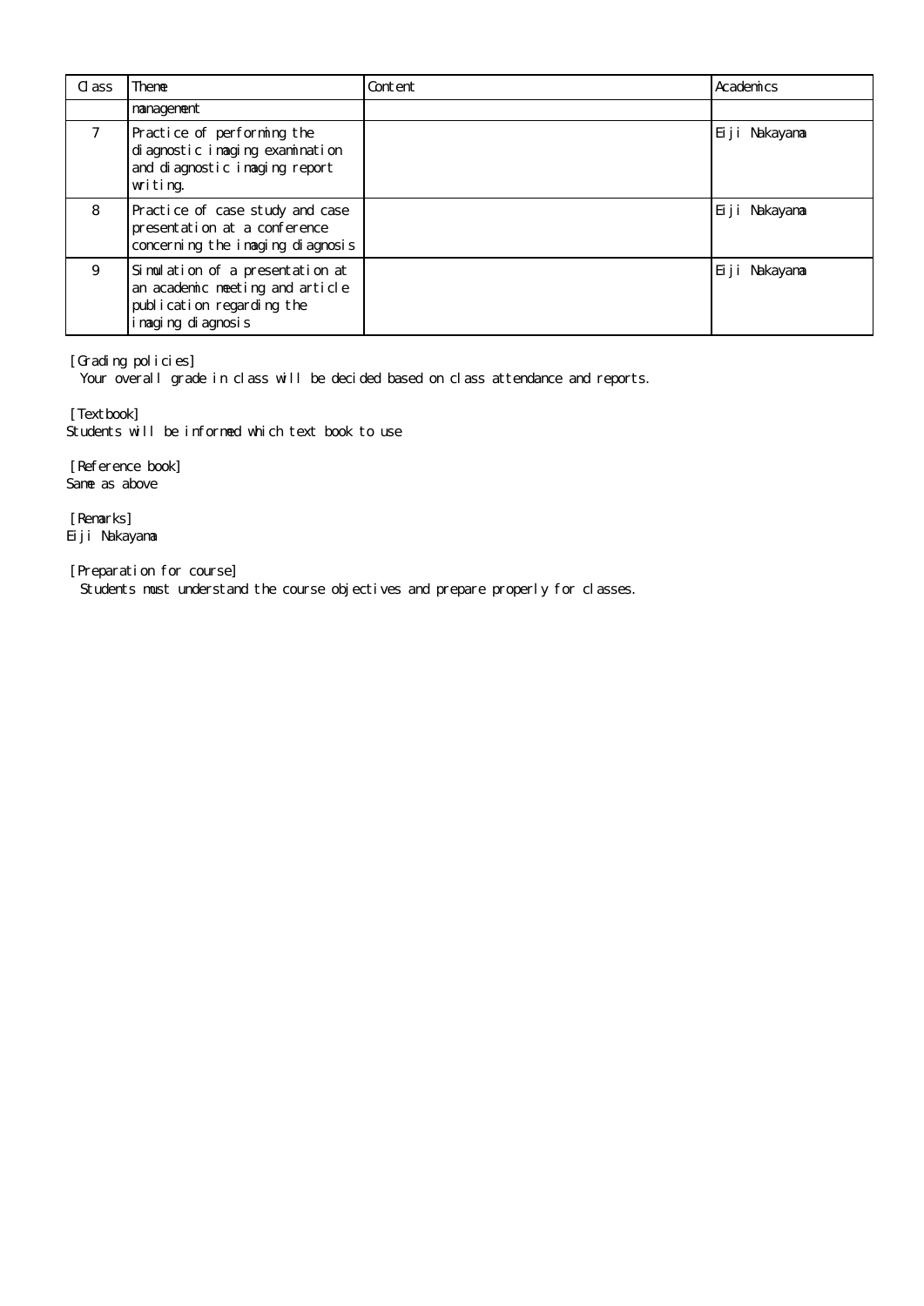| Class | Theme | Content | Academics |
| --- | --- | --- | --- |
| | management | | |
| 7 | Practice of performing the diagnostic imaging examination and diagnostic imaging report writing. | | Eiji Nakayama |
| 8 | Practice of case study and case presentation at a conference concerning the imaging diagnosis | | Eiji Nakayama |
| 9 | Simulation of a presentation at an academic meeting and article publication regarding the imaging diagnosis | | Eiji Nakayama |

[Grading policies]
Your overall grade in class will be decided based on class attendance and reports.

[Textbook]
Students will be informed which text book to use

[Reference book]
Same as above

[Remarks]
Eiji Nakayama

[Preparation for course]
Students must understand the course objectives and prepare properly for classes.